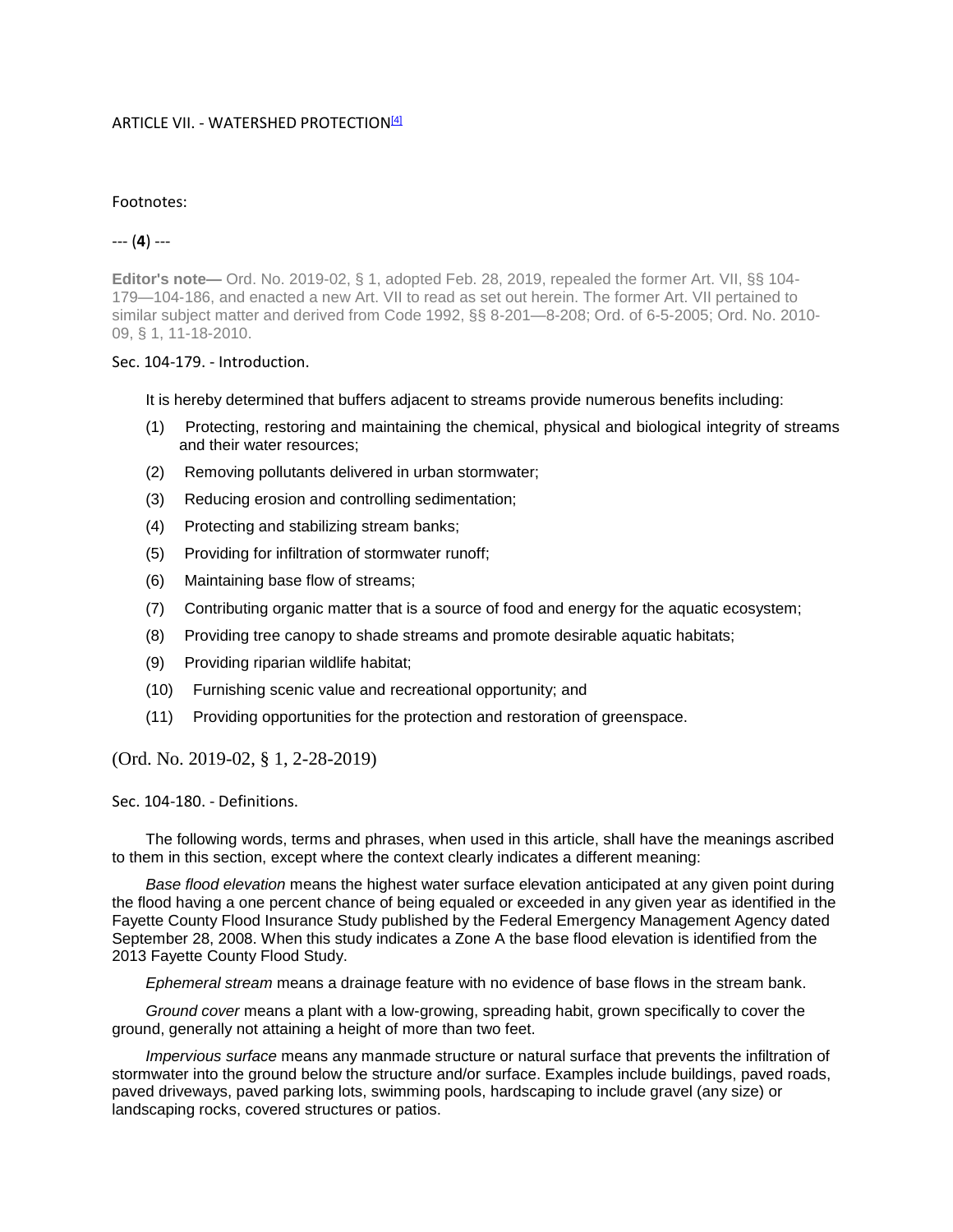# ARTICLE VII. - WATERSHED PROTECTION[4]

Footnotes:

--- (**4**) ---

**Editor's note—** Ord. No. 2019-02, § 1, adopted Feb. 28, 2019, repealed the former Art. VII, §§ 104-179—104-186, and enacted a new Art. VII to read as set out herein. The former Art. VII pertained to similar subject matter and derived from Code 1992, §§ 8-201—8-208; Ord. of 6-5-2005; Ord. No. 2010-09, § 1, 11-18-2010.

## Sec. 104-179. - Introduction.

It is hereby determined that buffers adjacent to streams provide numerous benefits including:

(1) Protecting, restoring and maintaining the chemical, physical and biological integrity of streams and their water resources;

(2) Removing pollutants delivered in urban stormwater;

(3) Reducing erosion and controlling sedimentation;

(4) Protecting and stabilizing stream banks;

(5) Providing for infiltration of stormwater runoff;

(6) Maintaining base flow of streams;

(7) Contributing organic matter that is a source of food and energy for the aquatic ecosystem;

(8) Providing tree canopy to shade streams and promote desirable aquatic habitats;

(9) Providing riparian wildlife habitat;

(10) Furnishing scenic value and recreational opportunity; and

(11) Providing opportunities for the protection and restoration of greenspace.

(Ord. No. 2019-02, § 1, 2-28-2019)

## Sec. 104-180. - Definitions.

The following words, terms and phrases, when used in this article, shall have the meanings ascribed to them in this section, except where the context clearly indicates a different meaning:

*Base flood elevation* means the highest water surface elevation anticipated at any given point during the flood having a one percent chance of being equaled or exceeded in any given year as identified in the Fayette County Flood Insurance Study published by the Federal Emergency Management Agency dated September 28, 2008. When this study indicates a Zone A the base flood elevation is identified from the 2013 Fayette County Flood Study.

*Ephemeral stream* means a drainage feature with no evidence of base flows in the stream bank.

*Ground cover* means a plant with a low-growing, spreading habit, grown specifically to cover the ground, generally not attaining a height of more than two feet.

*Impervious surface* means any manmade structure or natural surface that prevents the infiltration of stormwater into the ground below the structure and/or surface. Examples include buildings, paved roads, paved driveways, paved parking lots, swimming pools, hardscaping to include gravel (any size) or landscaping rocks, covered structures or patios.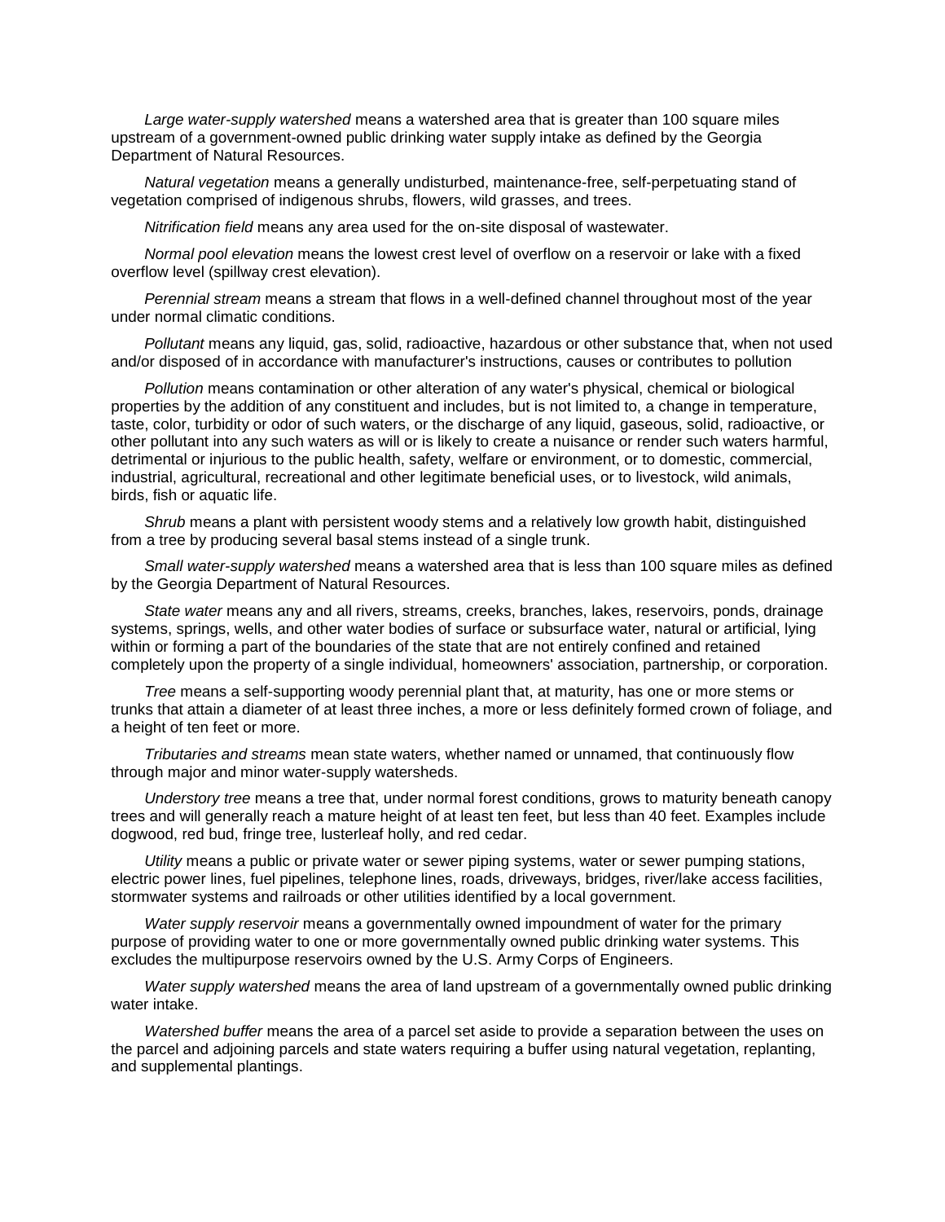*Large water-supply watershed* means a watershed area that is greater than 100 square miles upstream of a government-owned public drinking water supply intake as defined by the Georgia Department of Natural Resources.

*Natural vegetation* means a generally undisturbed, maintenance-free, self-perpetuating stand of vegetation comprised of indigenous shrubs, flowers, wild grasses, and trees.

*Nitrification field* means any area used for the on-site disposal of wastewater.

*Normal pool elevation* means the lowest crest level of overflow on a reservoir or lake with a fixed overflow level (spillway crest elevation).

*Perennial stream* means a stream that flows in a well-defined channel throughout most of the year under normal climatic conditions.

*Pollutant* means any liquid, gas, solid, radioactive, hazardous or other substance that, when not used and/or disposed of in accordance with manufacturer's instructions, causes or contributes to pollution

*Pollution* means contamination or other alteration of any water's physical, chemical or biological properties by the addition of any constituent and includes, but is not limited to, a change in temperature, taste, color, turbidity or odor of such waters, or the discharge of any liquid, gaseous, solid, radioactive, or other pollutant into any such waters as will or is likely to create a nuisance or render such waters harmful, detrimental or injurious to the public health, safety, welfare or environment, or to domestic, commercial, industrial, agricultural, recreational and other legitimate beneficial uses, or to livestock, wild animals, birds, fish or aquatic life.

*Shrub* means a plant with persistent woody stems and a relatively low growth habit, distinguished from a tree by producing several basal stems instead of a single trunk.

*Small water-supply watershed* means a watershed area that is less than 100 square miles as defined by the Georgia Department of Natural Resources.

*State water* means any and all rivers, streams, creeks, branches, lakes, reservoirs, ponds, drainage systems, springs, wells, and other water bodies of surface or subsurface water, natural or artificial, lying within or forming a part of the boundaries of the state that are not entirely confined and retained completely upon the property of a single individual, homeowners' association, partnership, or corporation.

*Tree* means a self-supporting woody perennial plant that, at maturity, has one or more stems or trunks that attain a diameter of at least three inches, a more or less definitely formed crown of foliage, and a height of ten feet or more.

*Tributaries and streams* mean state waters, whether named or unnamed, that continuously flow through major and minor water-supply watersheds.

*Understory tree* means a tree that, under normal forest conditions, grows to maturity beneath canopy trees and will generally reach a mature height of at least ten feet, but less than 40 feet. Examples include dogwood, red bud, fringe tree, lusterleaf holly, and red cedar.

*Utility* means a public or private water or sewer piping systems, water or sewer pumping stations, electric power lines, fuel pipelines, telephone lines, roads, driveways, bridges, river/lake access facilities, stormwater systems and railroads or other utilities identified by a local government.

*Water supply reservoir* means a governmentally owned impoundment of water for the primary purpose of providing water to one or more governmentally owned public drinking water systems. This excludes the multipurpose reservoirs owned by the U.S. Army Corps of Engineers.

*Water supply watershed* means the area of land upstream of a governmentally owned public drinking water intake.

*Watershed buffer* means the area of a parcel set aside to provide a separation between the uses on the parcel and adjoining parcels and state waters requiring a buffer using natural vegetation, replanting, and supplemental plantings.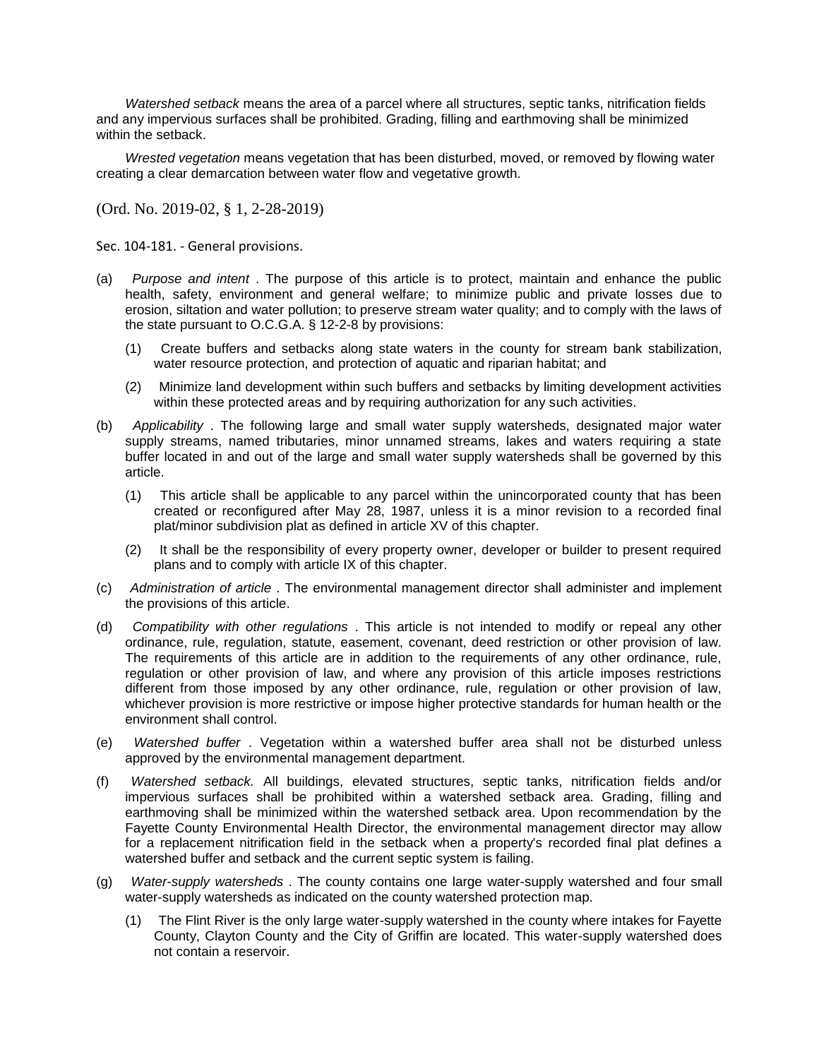*Watershed setback* means the area of a parcel where all structures, septic tanks, nitrification fields and any impervious surfaces shall be prohibited. Grading, filling and earthmoving shall be minimized within the setback.

*Wrested vegetation* means vegetation that has been disturbed, moved, or removed by flowing water creating a clear demarcation between water flow and vegetative growth.

(Ord. No. 2019-02, § 1, 2-28-2019)

Sec. 104-181. - General provisions.

(a) *Purpose and intent* . The purpose of this article is to protect, maintain and enhance the public health, safety, environment and general welfare; to minimize public and private losses due to erosion, siltation and water pollution; to preserve stream water quality; and to comply with the laws of the state pursuant to O.C.G.A. § 12-2-8 by provisions:

 (1) Create buffers and setbacks along state waters in the county for stream bank stabilization, water resource protection, and protection of aquatic and riparian habitat; and

 (2) Minimize land development within such buffers and setbacks by limiting development activities within these protected areas and by requiring authorization for any such activities.

(b) *Applicability* . The following large and small water supply watersheds, designated major water supply streams, named tributaries, minor unnamed streams, lakes and waters requiring a state buffer located in and out of the large and small water supply watersheds shall be governed by this article.

 (1) This article shall be applicable to any parcel within the unincorporated county that has been created or reconfigured after May 28, 1987, unless it is a minor revision to a recorded final plat/minor subdivision plat as defined in article XV of this chapter.

 (2) It shall be the responsibility of every property owner, developer or builder to present required plans and to comply with article IX of this chapter.

(c) *Administration of article* . The environmental management director shall administer and implement the provisions of this article.

(d) *Compatibility with other regulations* . This article is not intended to modify or repeal any other ordinance, rule, regulation, statute, easement, covenant, deed restriction or other provision of law. The requirements of this article are in addition to the requirements of any other ordinance, rule, regulation or other provision of law, and where any provision of this article imposes restrictions different from those imposed by any other ordinance, rule, regulation or other provision of law, whichever provision is more restrictive or impose higher protective standards for human health or the environment shall control.

(e) *Watershed buffer* . Vegetation within a watershed buffer area shall not be disturbed unless approved by the environmental management department.

(f) *Watershed setback.* All buildings, elevated structures, septic tanks, nitrification fields and/or impervious surfaces shall be prohibited within a watershed setback area. Grading, filling and earthmoving shall be minimized within the watershed setback area. Upon recommendation by the Fayette County Environmental Health Director, the environmental management director may allow for a replacement nitrification field in the setback when a property's recorded final plat defines a watershed buffer and setback and the current septic system is failing.

(g) *Water-supply watersheds* . The county contains one large water-supply watershed and four small water-supply watersheds as indicated on the county watershed protection map.

 (1) The Flint River is the only large water-supply watershed in the county where intakes for Fayette County, Clayton County and the City of Griffin are located. This water-supply watershed does not contain a reservoir.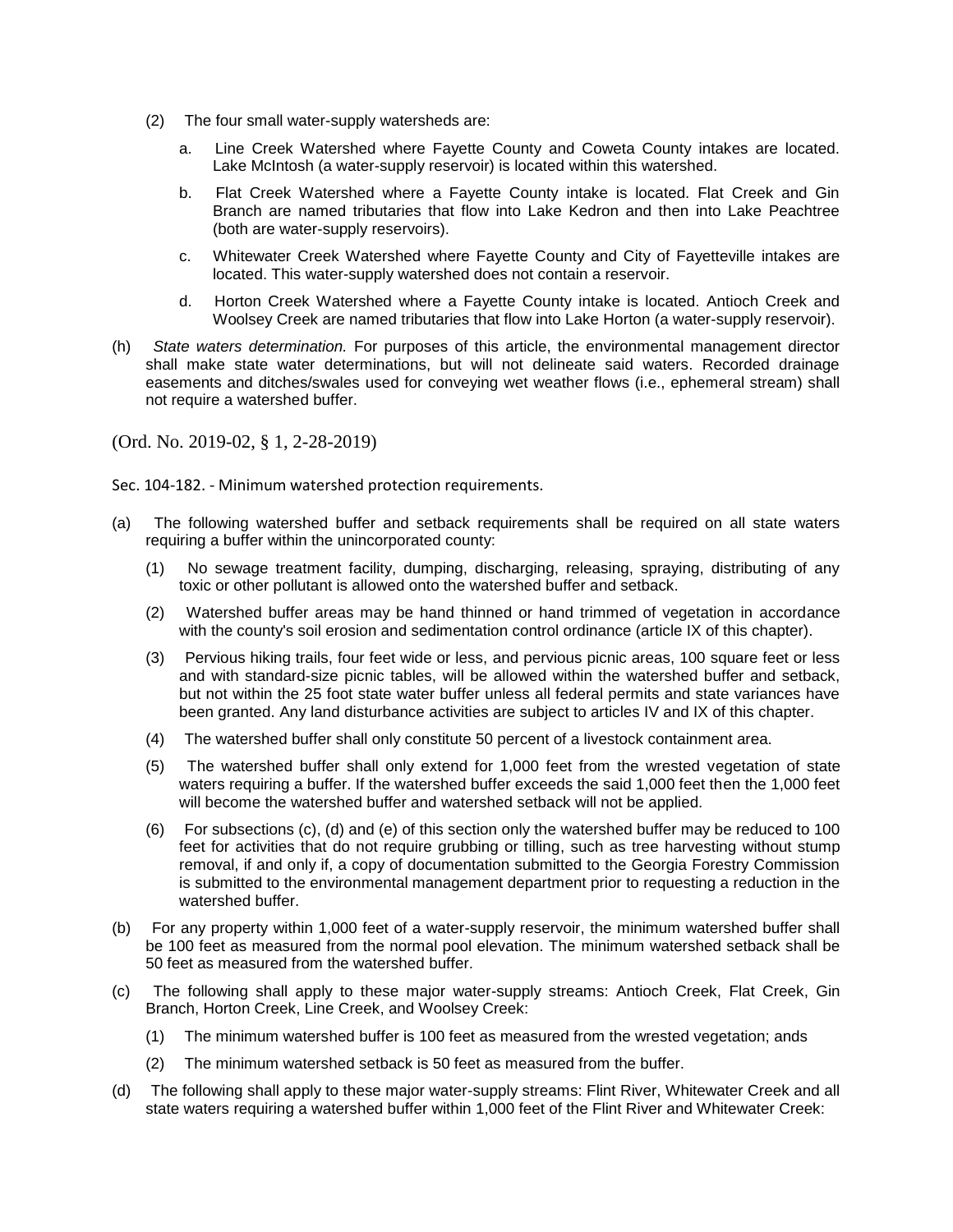(2) The four small water-supply watersheds are:

a. Line Creek Watershed where Fayette County and Coweta County intakes are located. Lake McIntosh (a water-supply reservoir) is located within this watershed.

b. Flat Creek Watershed where a Fayette County intake is located. Flat Creek and Gin Branch are named tributaries that flow into Lake Kedron and then into Lake Peachtree (both are water-supply reservoirs).

c. Whitewater Creek Watershed where Fayette County and City of Fayetteville intakes are located. This water-supply watershed does not contain a reservoir.

d. Horton Creek Watershed where a Fayette County intake is located. Antioch Creek and Woolsey Creek are named tributaries that flow into Lake Horton (a water-supply reservoir).

(h) *State waters determination.* For purposes of this article, the environmental management director shall make state water determinations, but will not delineate said waters. Recorded drainage easements and ditches/swales used for conveying wet weather flows (i.e., ephemeral stream) shall not require a watershed buffer.

(Ord. No. 2019-02, § 1, 2-28-2019)

Sec. 104-182. - Minimum watershed protection requirements.

(a) The following watershed buffer and setback requirements shall be required on all state waters requiring a buffer within the unincorporated county:

(1) No sewage treatment facility, dumping, discharging, releasing, spraying, distributing of any toxic or other pollutant is allowed onto the watershed buffer and setback.

(2) Watershed buffer areas may be hand thinned or hand trimmed of vegetation in accordance with the county's soil erosion and sedimentation control ordinance (article IX of this chapter).

(3) Pervious hiking trails, four feet wide or less, and pervious picnic areas, 100 square feet or less and with standard-size picnic tables, will be allowed within the watershed buffer and setback, but not within the 25 foot state water buffer unless all federal permits and state variances have been granted. Any land disturbance activities are subject to articles IV and IX of this chapter.

(4) The watershed buffer shall only constitute 50 percent of a livestock containment area.

(5) The watershed buffer shall only extend for 1,000 feet from the wrested vegetation of state waters requiring a buffer. If the watershed buffer exceeds the said 1,000 feet then the 1,000 feet will become the watershed buffer and watershed setback will not be applied.

(6) For subsections (c), (d) and (e) of this section only the watershed buffer may be reduced to 100 feet for activities that do not require grubbing or tilling, such as tree harvesting without stump removal, if and only if, a copy of documentation submitted to the Georgia Forestry Commission is submitted to the environmental management department prior to requesting a reduction in the watershed buffer.

(b) For any property within 1,000 feet of a water-supply reservoir, the minimum watershed buffer shall be 100 feet as measured from the normal pool elevation. The minimum watershed setback shall be 50 feet as measured from the watershed buffer.

(c) The following shall apply to these major water-supply streams: Antioch Creek, Flat Creek, Gin Branch, Horton Creek, Line Creek, and Woolsey Creek:

(1) The minimum watershed buffer is 100 feet as measured from the wrested vegetation; ands

(2) The minimum watershed setback is 50 feet as measured from the buffer.

(d) The following shall apply to these major water-supply streams: Flint River, Whitewater Creek and all state waters requiring a watershed buffer within 1,000 feet of the Flint River and Whitewater Creek: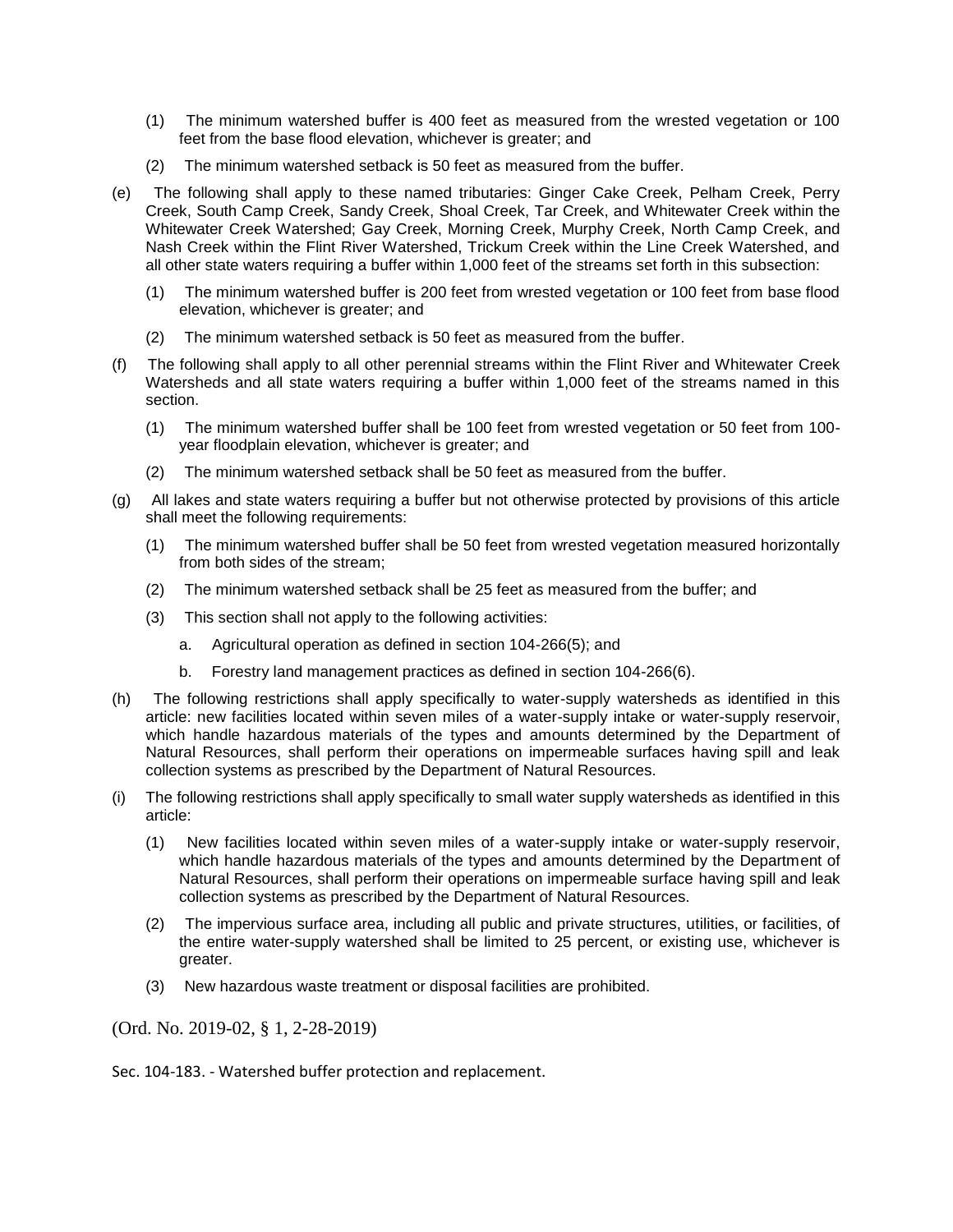(1) The minimum watershed buffer is 400 feet as measured from the wrested vegetation or 100 feet from the base flood elevation, whichever is greater; and

(2) The minimum watershed setback is 50 feet as measured from the buffer.

(e) The following shall apply to these named tributaries: Ginger Cake Creek, Pelham Creek, Perry Creek, South Camp Creek, Sandy Creek, Shoal Creek, Tar Creek, and Whitewater Creek within the Whitewater Creek Watershed; Gay Creek, Morning Creek, Murphy Creek, North Camp Creek, and Nash Creek within the Flint River Watershed, Trickum Creek within the Line Creek Watershed, and all other state waters requiring a buffer within 1,000 feet of the streams set forth in this subsection:

(1) The minimum watershed buffer is 200 feet from wrested vegetation or 100 feet from base flood elevation, whichever is greater; and

(2) The minimum watershed setback is 50 feet as measured from the buffer.

(f) The following shall apply to all other perennial streams within the Flint River and Whitewater Creek Watersheds and all state waters requiring a buffer within 1,000 feet of the streams named in this section.

(1) The minimum watershed buffer shall be 100 feet from wrested vegetation or 50 feet from 100-year floodplain elevation, whichever is greater; and

(2) The minimum watershed setback shall be 50 feet as measured from the buffer.

(g) All lakes and state waters requiring a buffer but not otherwise protected by provisions of this article shall meet the following requirements:

(1) The minimum watershed buffer shall be 50 feet from wrested vegetation measured horizontally from both sides of the stream;

(2) The minimum watershed setback shall be 25 feet as measured from the buffer; and

(3) This section shall not apply to the following activities:

   a. Agricultural operation as defined in section 104-266(5); and

   b. Forestry land management practices as defined in section 104-266(6).

(h) The following restrictions shall apply specifically to water-supply watersheds as identified in this article: new facilities located within seven miles of a water-supply intake or water-supply reservoir, which handle hazardous materials of the types and amounts determined by the Department of Natural Resources, shall perform their operations on impermeable surfaces having spill and leak collection systems as prescribed by the Department of Natural Resources.

(i) The following restrictions shall apply specifically to small water supply watersheds as identified in this article:

(1) New facilities located within seven miles of a water-supply intake or water-supply reservoir, which handle hazardous materials of the types and amounts determined by the Department of Natural Resources, shall perform their operations on impermeable surface having spill and leak collection systems as prescribed by the Department of Natural Resources.

(2) The impervious surface area, including all public and private structures, utilities, or facilities, of the entire water-supply watershed shall be limited to 25 percent, or existing use, whichever is greater.

(3) New hazardous waste treatment or disposal facilities are prohibited.

(Ord. No. 2019-02, § 1, 2-28-2019)

Sec. 104-183. - Watershed buffer protection and replacement.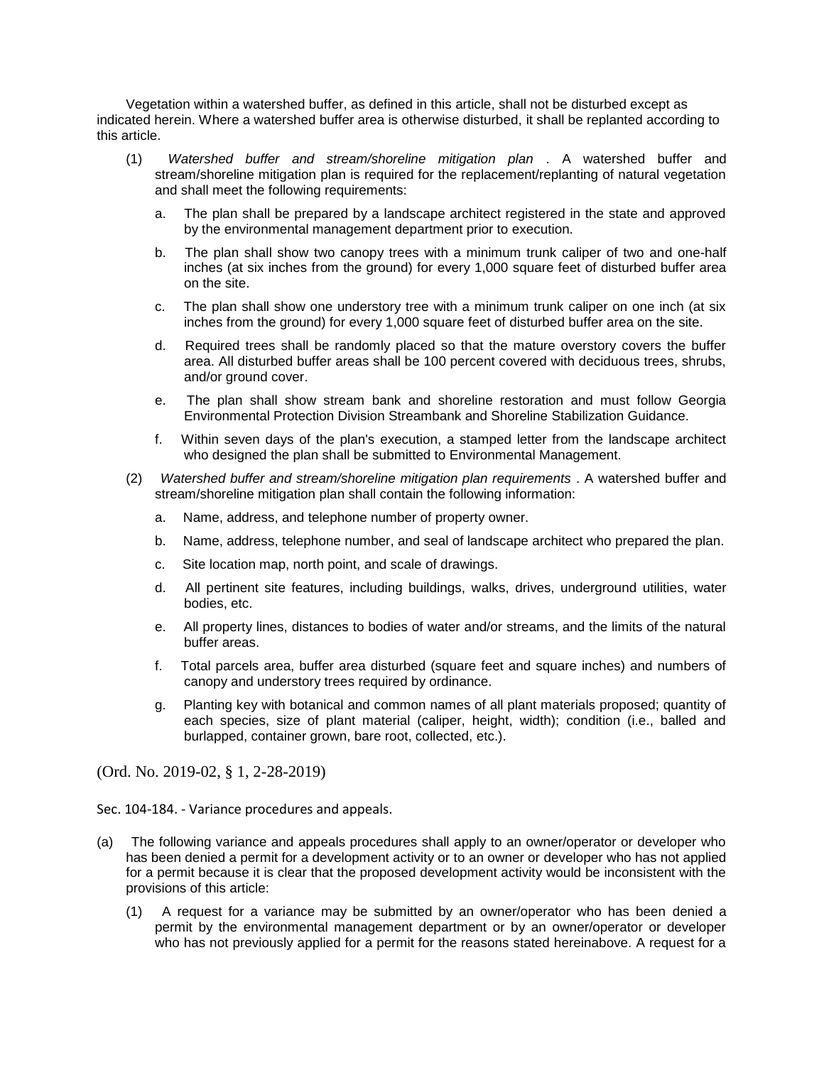Vegetation within a watershed buffer, as defined in this article, shall not be disturbed except as indicated herein. Where a watershed buffer area is otherwise disturbed, it shall be replanted according to this article.

(1) *Watershed buffer and stream/shoreline mitigation plan* . A watershed buffer and stream/shoreline mitigation plan is required for the replacement/replanting of natural vegetation and shall meet the following requirements:

a. The plan shall be prepared by a landscape architect registered in the state and approved by the environmental management department prior to execution.

b. The plan shall show two canopy trees with a minimum trunk caliper of two and one-half inches (at six inches from the ground) for every 1,000 square feet of disturbed buffer area on the site.

c. The plan shall show one understory tree with a minimum trunk caliper on one inch (at six inches from the ground) for every 1,000 square feet of disturbed buffer area on the site.

d. Required trees shall be randomly placed so that the mature overstory covers the buffer area. All disturbed buffer areas shall be 100 percent covered with deciduous trees, shrubs, and/or ground cover.

e. The plan shall show stream bank and shoreline restoration and must follow Georgia Environmental Protection Division Streambank and Shoreline Stabilization Guidance.

f. Within seven days of the plan's execution, a stamped letter from the landscape architect who designed the plan shall be submitted to Environmental Management.

(2) *Watershed buffer and stream/shoreline mitigation plan requirements* . A watershed buffer and stream/shoreline mitigation plan shall contain the following information:

a. Name, address, and telephone number of property owner.

b. Name, address, telephone number, and seal of landscape architect who prepared the plan.

c. Site location map, north point, and scale of drawings.

d. All pertinent site features, including buildings, walks, drives, underground utilities, water bodies, etc.

e. All property lines, distances to bodies of water and/or streams, and the limits of the natural buffer areas.

f. Total parcels area, buffer area disturbed (square feet and square inches) and numbers of canopy and understory trees required by ordinance.

g. Planting key with botanical and common names of all plant materials proposed; quantity of each species, size of plant material (caliper, height, width); condition (i.e., balled and burlapped, container grown, bare root, collected, etc.).

(Ord. No. 2019-02, § 1, 2-28-2019)

Sec. 104-184. - Variance procedures and appeals.

(a) The following variance and appeals procedures shall apply to an owner/operator or developer who has been denied a permit for a development activity or to an owner or developer who has not applied for a permit because it is clear that the proposed development activity would be inconsistent with the provisions of this article:

(1) A request for a variance may be submitted by an owner/operator who has been denied a permit by the environmental management department or by an owner/operator or developer who has not previously applied for a permit for the reasons stated hereinabove. A request for a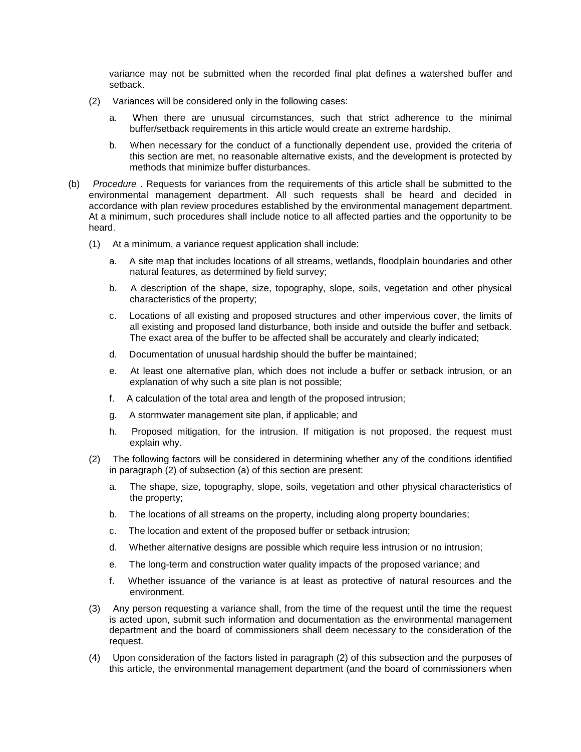variance may not be submitted when the recorded final plat defines a watershed buffer and setback.

(2) Variances will be considered only in the following cases:

a. When there are unusual circumstances, such that strict adherence to the minimal buffer/setback requirements in this article would create an extreme hardship.

b. When necessary for the conduct of a functionally dependent use, provided the criteria of this section are met, no reasonable alternative exists, and the development is protected by methods that minimize buffer disturbances.

(b) *Procedure* . Requests for variances from the requirements of this article shall be submitted to the environmental management department. All such requests shall be heard and decided in accordance with plan review procedures established by the environmental management department. At a minimum, such procedures shall include notice to all affected parties and the opportunity to be heard.

(1) At a minimum, a variance request application shall include:

a. A site map that includes locations of all streams, wetlands, floodplain boundaries and other natural features, as determined by field survey;

b. A description of the shape, size, topography, slope, soils, vegetation and other physical characteristics of the property;

c. Locations of all existing and proposed structures and other impervious cover, the limits of all existing and proposed land disturbance, both inside and outside the buffer and setback. The exact area of the buffer to be affected shall be accurately and clearly indicated;

d. Documentation of unusual hardship should the buffer be maintained;

e. At least one alternative plan, which does not include a buffer or setback intrusion, or an explanation of why such a site plan is not possible;

f. A calculation of the total area and length of the proposed intrusion;

g. A stormwater management site plan, if applicable; and

h. Proposed mitigation, for the intrusion. If mitigation is not proposed, the request must explain why.

(2) The following factors will be considered in determining whether any of the conditions identified in paragraph (2) of subsection (a) of this section are present:

a. The shape, size, topography, slope, soils, vegetation and other physical characteristics of the property;

b. The locations of all streams on the property, including along property boundaries;

c. The location and extent of the proposed buffer or setback intrusion;

d. Whether alternative designs are possible which require less intrusion or no intrusion;

e. The long-term and construction water quality impacts of the proposed variance; and

f. Whether issuance of the variance is at least as protective of natural resources and the environment.

(3) Any person requesting a variance shall, from the time of the request until the time the request is acted upon, submit such information and documentation as the environmental management department and the board of commissioners shall deem necessary to the consideration of the request.

(4) Upon consideration of the factors listed in paragraph (2) of this subsection and the purposes of this article, the environmental management department (and the board of commissioners when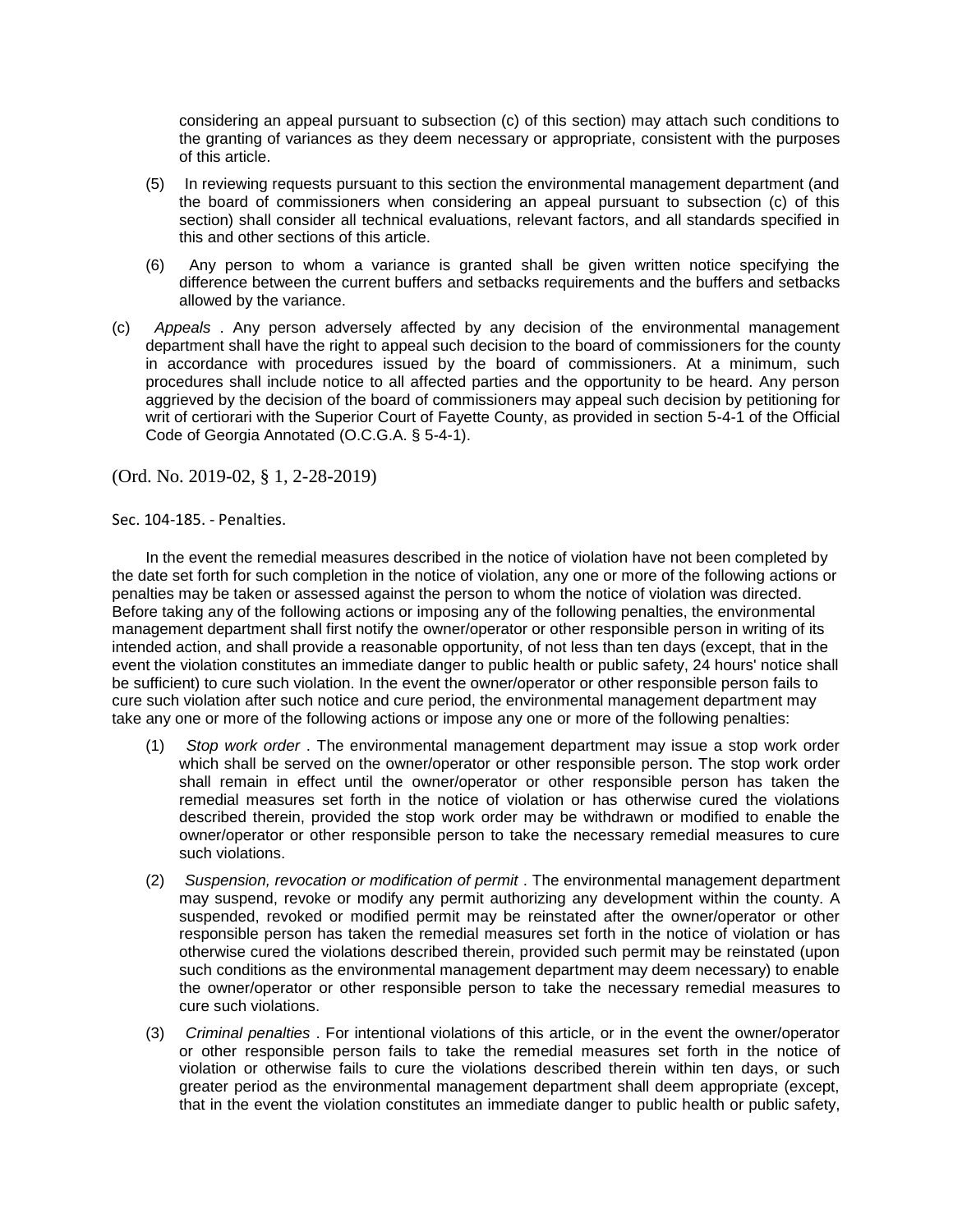considering an appeal pursuant to subsection (c) of this section) may attach such conditions to the granting of variances as they deem necessary or appropriate, consistent with the purposes of this article.

(5) In reviewing requests pursuant to this section the environmental management department (and the board of commissioners when considering an appeal pursuant to subsection (c) of this section) shall consider all technical evaluations, relevant factors, and all standards specified in this and other sections of this article.

(6) Any person to whom a variance is granted shall be given written notice specifying the difference between the current buffers and setbacks requirements and the buffers and setbacks allowed by the variance.

(c) *Appeals* . Any person adversely affected by any decision of the environmental management department shall have the right to appeal such decision to the board of commissioners for the county in accordance with procedures issued by the board of commissioners. At a minimum, such procedures shall include notice to all affected parties and the opportunity to be heard. Any person aggrieved by the decision of the board of commissioners may appeal such decision by petitioning for writ of certiorari with the Superior Court of Fayette County, as provided in section 5-4-1 of the Official Code of Georgia Annotated (O.C.G.A. § 5-4-1).

(Ord. No. 2019-02, § 1, 2-28-2019)

Sec. 104-185. - Penalties.

In the event the remedial measures described in the notice of violation have not been completed by the date set forth for such completion in the notice of violation, any one or more of the following actions or penalties may be taken or assessed against the person to whom the notice of violation was directed. Before taking any of the following actions or imposing any of the following penalties, the environmental management department shall first notify the owner/operator or other responsible person in writing of its intended action, and shall provide a reasonable opportunity, of not less than ten days (except, that in the event the violation constitutes an immediate danger to public health or public safety, 24 hours' notice shall be sufficient) to cure such violation. In the event the owner/operator or other responsible person fails to cure such violation after such notice and cure period, the environmental management department may take any one or more of the following actions or impose any one or more of the following penalties:

(1) *Stop work order* . The environmental management department may issue a stop work order which shall be served on the owner/operator or other responsible person. The stop work order shall remain in effect until the owner/operator or other responsible person has taken the remedial measures set forth in the notice of violation or has otherwise cured the violations described therein, provided the stop work order may be withdrawn or modified to enable the owner/operator or other responsible person to take the necessary remedial measures to cure such violations.

(2) *Suspension, revocation or modification of permit* . The environmental management department may suspend, revoke or modify any permit authorizing any development within the county. A suspended, revoked or modified permit may be reinstated after the owner/operator or other responsible person has taken the remedial measures set forth in the notice of violation or has otherwise cured the violations described therein, provided such permit may be reinstated (upon such conditions as the environmental management department may deem necessary) to enable the owner/operator or other responsible person to take the necessary remedial measures to cure such violations.

(3) *Criminal penalties* . For intentional violations of this article, or in the event the owner/operator or other responsible person fails to take the remedial measures set forth in the notice of violation or otherwise fails to cure the violations described therein within ten days, or such greater period as the environmental management department shall deem appropriate (except, that in the event the violation constitutes an immediate danger to public health or public safety,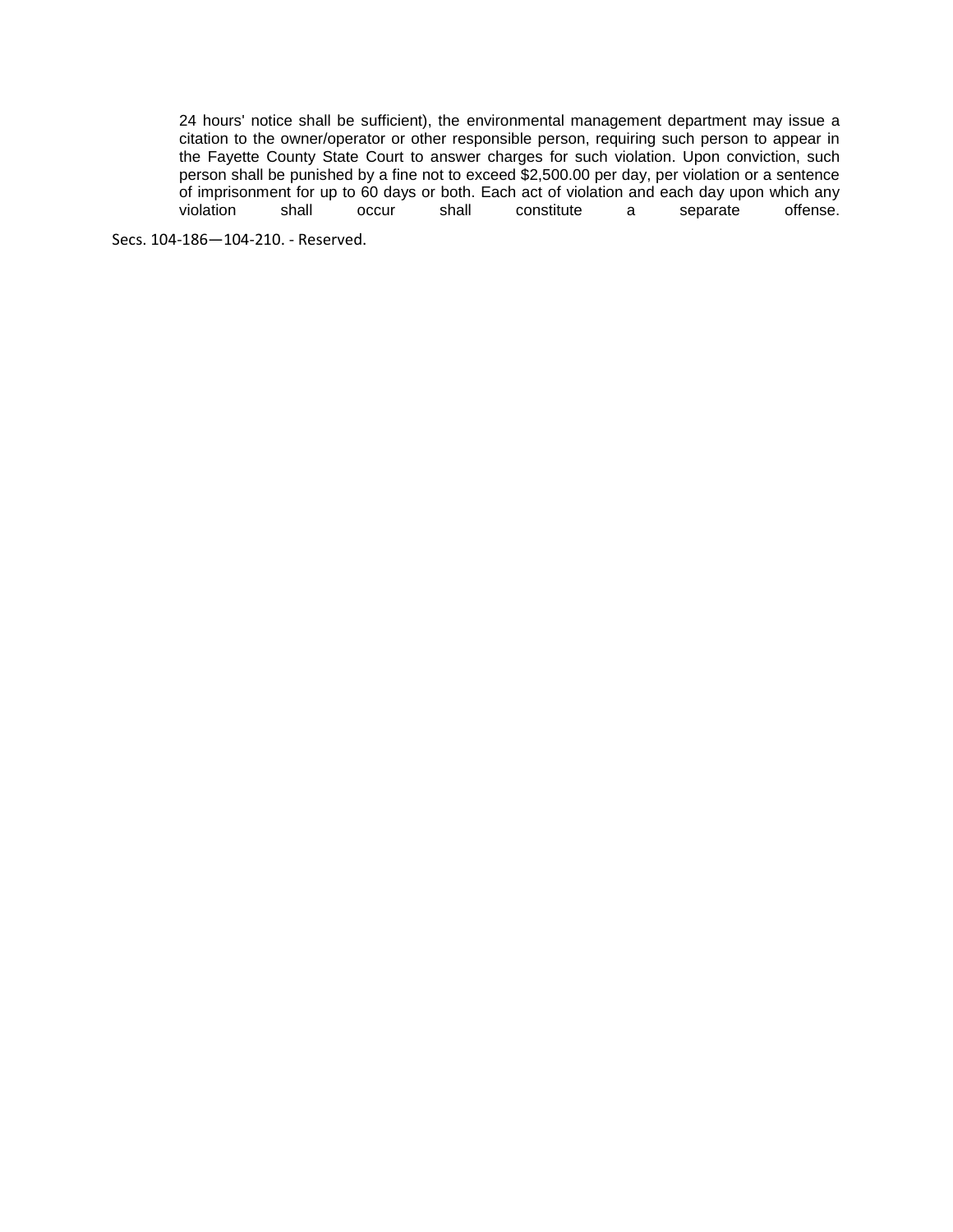24 hours' notice shall be sufficient), the environmental management department may issue a citation to the owner/operator or other responsible person, requiring such person to appear in the Fayette County State Court to answer charges for such violation. Upon conviction, such person shall be punished by a fine not to exceed $2,500.00 per day, per violation or a sentence of imprisonment for up to 60 days or both. Each act of violation and each day upon which any violation shall occur shall constitute a separate offense.

Secs. 104-186—104-210. - Reserved.